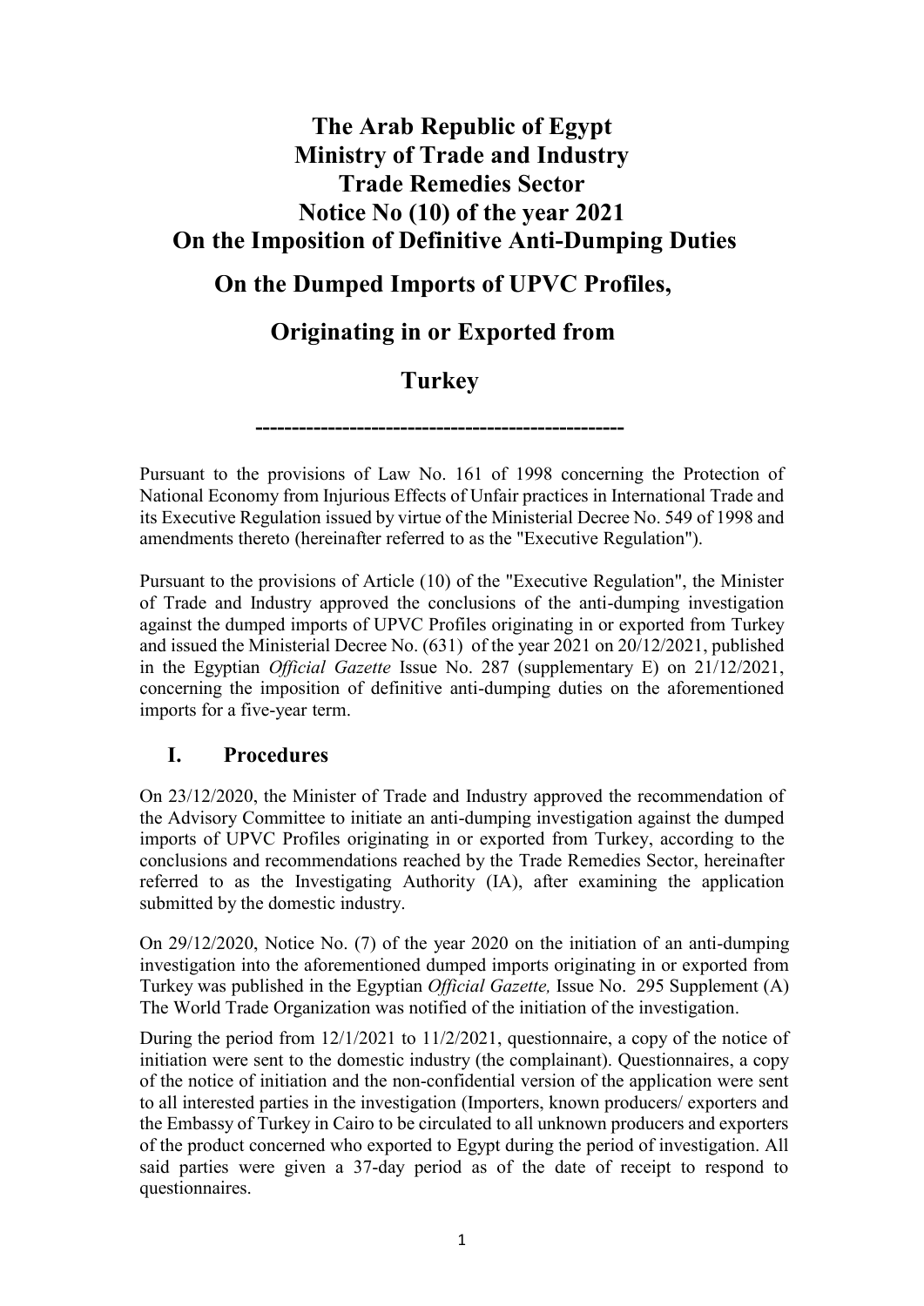# The Arab Republic of Egypt
# Ministry of Trade and Industry
# Trade Remedies Sector
# Notice No (10) of the year 2021
# On the Imposition of Definitive Anti-Dumping Duties
# On the Dumped Imports of UPVC Profiles,
# Originating in or Exported from
# Turkey

---

Pursuant to the provisions of Law No. 161 of 1998 concerning the Protection of National Economy from Injurious Effects of Unfair practices in International Trade and its Executive Regulation issued by virtue of the Ministerial Decree No. 549 of 1998 and amendments thereto (hereinafter referred to as the "Executive Regulation").

Pursuant to the provisions of Article (10) of the "Executive Regulation", the Minister of Trade and Industry approved the conclusions of the anti-dumping investigation against the dumped imports of UPVC Profiles originating in or exported from Turkey and issued the Ministerial Decree No. (631) of the year 2021 on 20/12/2021, published in the Egyptian *Official Gazette* Issue No. 287 (supplementary E) on 21/12/2021, concerning the imposition of definitive anti-dumping duties on the aforementioned imports for a five-year term.

## I. Procedures

On 23/12/2020, the Minister of Trade and Industry approved the recommendation of the Advisory Committee to initiate an anti-dumping investigation against the dumped imports of UPVC Profiles originating in or exported from Turkey, according to the conclusions and recommendations reached by the Trade Remedies Sector, hereinafter referred to as the Investigating Authority (IA), after examining the application submitted by the domestic industry.

On 29/12/2020, Notice No. (7) of the year 2020 on the initiation of an anti-dumping investigation into the aforementioned dumped imports originating in or exported from Turkey was published in the Egyptian *Official Gazette,* Issue No. 295 Supplement (A) The World Trade Organization was notified of the initiation of the investigation.

During the period from 12/1/2021 to 11/2/2021, questionnaire, a copy of the notice of initiation were sent to the domestic industry (the complainant). Questionnaires, a copy of the notice of initiation and the non-confidential version of the application were sent to all interested parties in the investigation (Importers, known producers/ exporters and the Embassy of Turkey in Cairo to be circulated to all unknown producers and exporters of the product concerned who exported to Egypt during the period of investigation. All said parties were given a 37-day period as of the date of receipt to respond to questionnaires.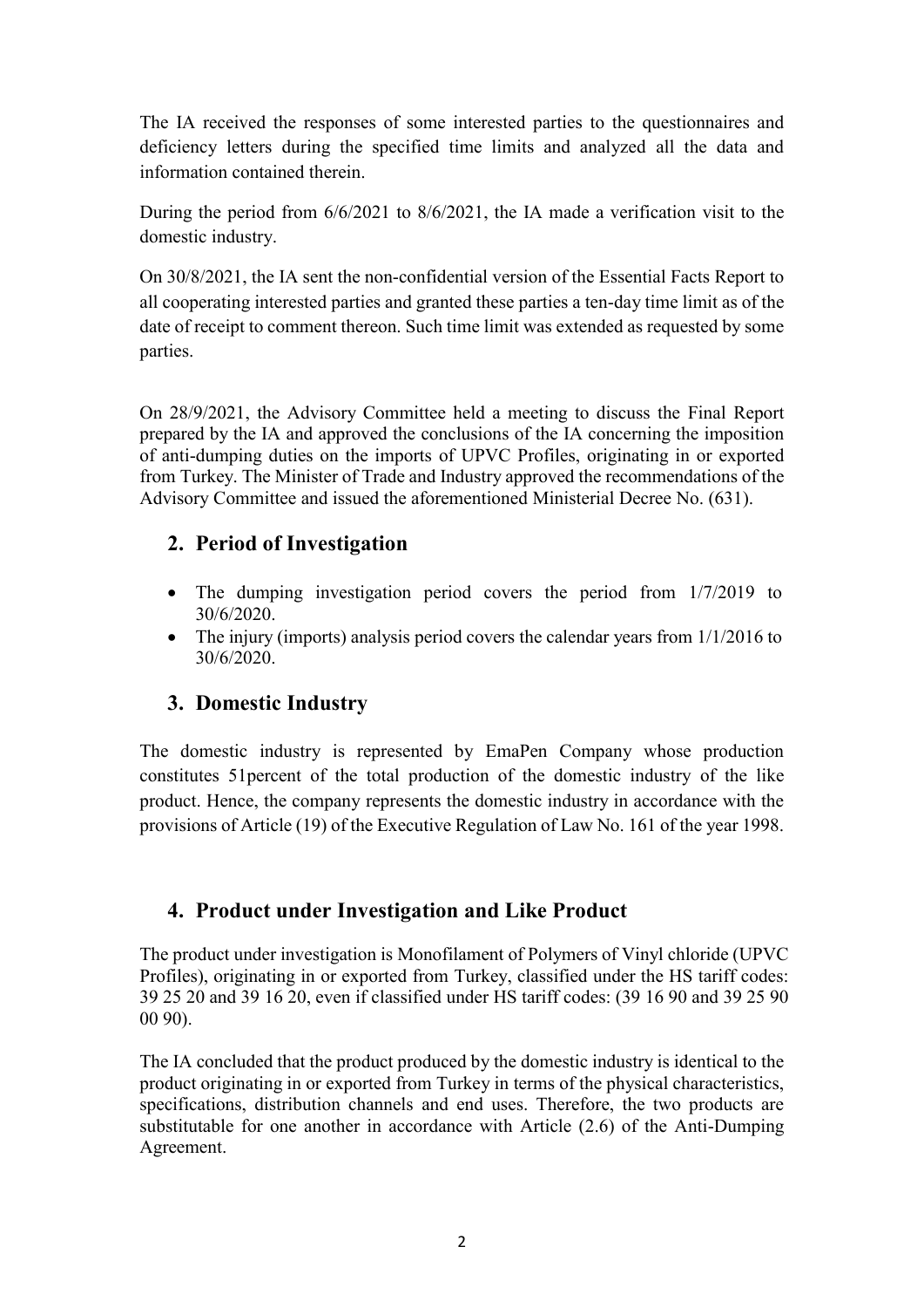The IA received the responses of some interested parties to the questionnaires and deficiency letters during the specified time limits and analyzed all the data and information contained therein.

During the period from 6/6/2021 to 8/6/2021, the IA made a verification visit to the domestic industry.

On 30/8/2021, the IA sent the non-confidential version of the Essential Facts Report to all cooperating interested parties and granted these parties a ten-day time limit as of the date of receipt to comment thereon. Such time limit was extended as requested by some parties.

On 28/9/2021, the Advisory Committee held a meeting to discuss the Final Report prepared by the IA and approved the conclusions of the IA concerning the imposition of anti-dumping duties on the imports of UPVC Profiles, originating in or exported from Turkey. The Minister of Trade and Industry approved the recommendations of the Advisory Committee and issued the aforementioned Ministerial Decree No. (631).

## 2. Period of Investigation

- The dumping investigation period covers the period from 1/7/2019 to 30/6/2020.
- The injury (imports) analysis period covers the calendar years from 1/1/2016 to 30/6/2020.

## 3. Domestic Industry

The domestic industry is represented by EmaPen Company whose production constitutes 51percent of the total production of the domestic industry of the like product. Hence, the company represents the domestic industry in accordance with the provisions of Article (19) of the Executive Regulation of Law No. 161 of the year 1998.

## 4. Product under Investigation and Like Product

The product under investigation is Monofilament of Polymers of Vinyl chloride (UPVC Profiles), originating in or exported from Turkey, classified under the HS tariff codes: 39 25 20 and 39 16 20, even if classified under HS tariff codes: (39 16 90 and 39 25 90 00 90).

The IA concluded that the product produced by the domestic industry is identical to the product originating in or exported from Turkey in terms of the physical characteristics, specifications, distribution channels and end uses. Therefore, the two products are substitutable for one another in accordance with Article (2.6) of the Anti-Dumping Agreement.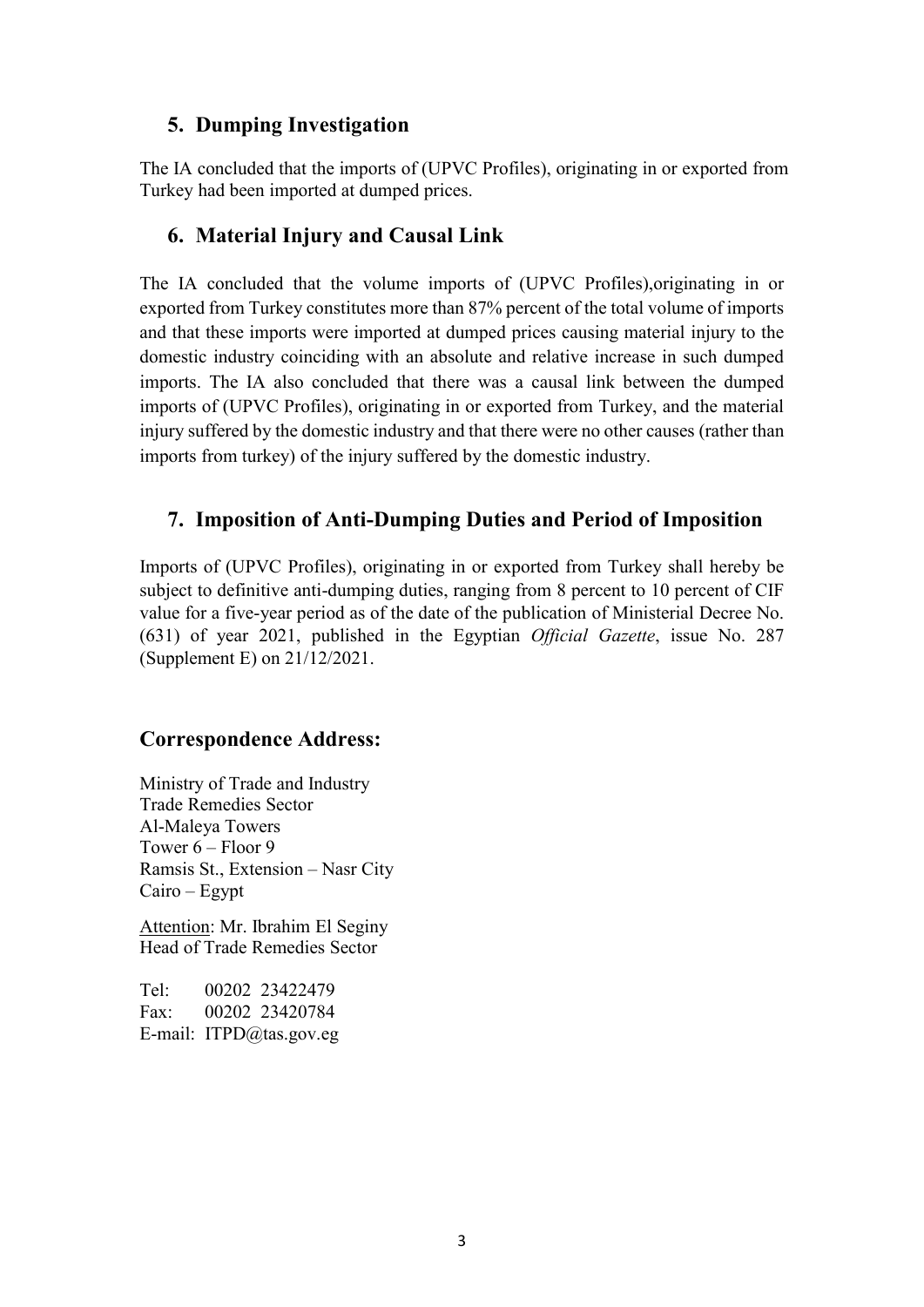## 5. Dumping Investigation

The IA concluded that the imports of (UPVC Profiles), originating in or exported from Turkey had been imported at dumped prices.

## 6. Material Injury and Causal Link

The IA concluded that the volume imports of (UPVC Profiles),originating in or exported from Turkey constitutes more than 87% percent of the total volume of imports and that these imports were imported at dumped prices causing material injury to the domestic industry coinciding with an absolute and relative increase in such dumped imports. The IA also concluded that there was a causal link between the dumped imports of (UPVC Profiles), originating in or exported from Turkey, and the material injury suffered by the domestic industry and that there were no other causes (rather than imports from turkey) of the injury suffered by the domestic industry.

## 7. Imposition of Anti-Dumping Duties and Period of Imposition

Imports of (UPVC Profiles), originating in or exported from Turkey shall hereby be subject to definitive anti-dumping duties, ranging from 8 percent to 10 percent of CIF value for a five-year period as of the date of the publication of Ministerial Decree No. (631) of year 2021, published in the Egyptian *Official Gazette*, issue No. 287 (Supplement E) on 21/12/2021.

## Correspondence Address:

Ministry of Trade and Industry
Trade Remedies Sector
Al-Maleya Towers
Tower 6 – Floor 9
Ramsis St., Extension – Nasr City
Cairo – Egypt

Attention: Mr. Ibrahim El Seginy
Head of Trade Remedies Sector

Tel: 00202 23422479
Fax: 00202 23420784
E-mail: ITPD@tas.gov.eg